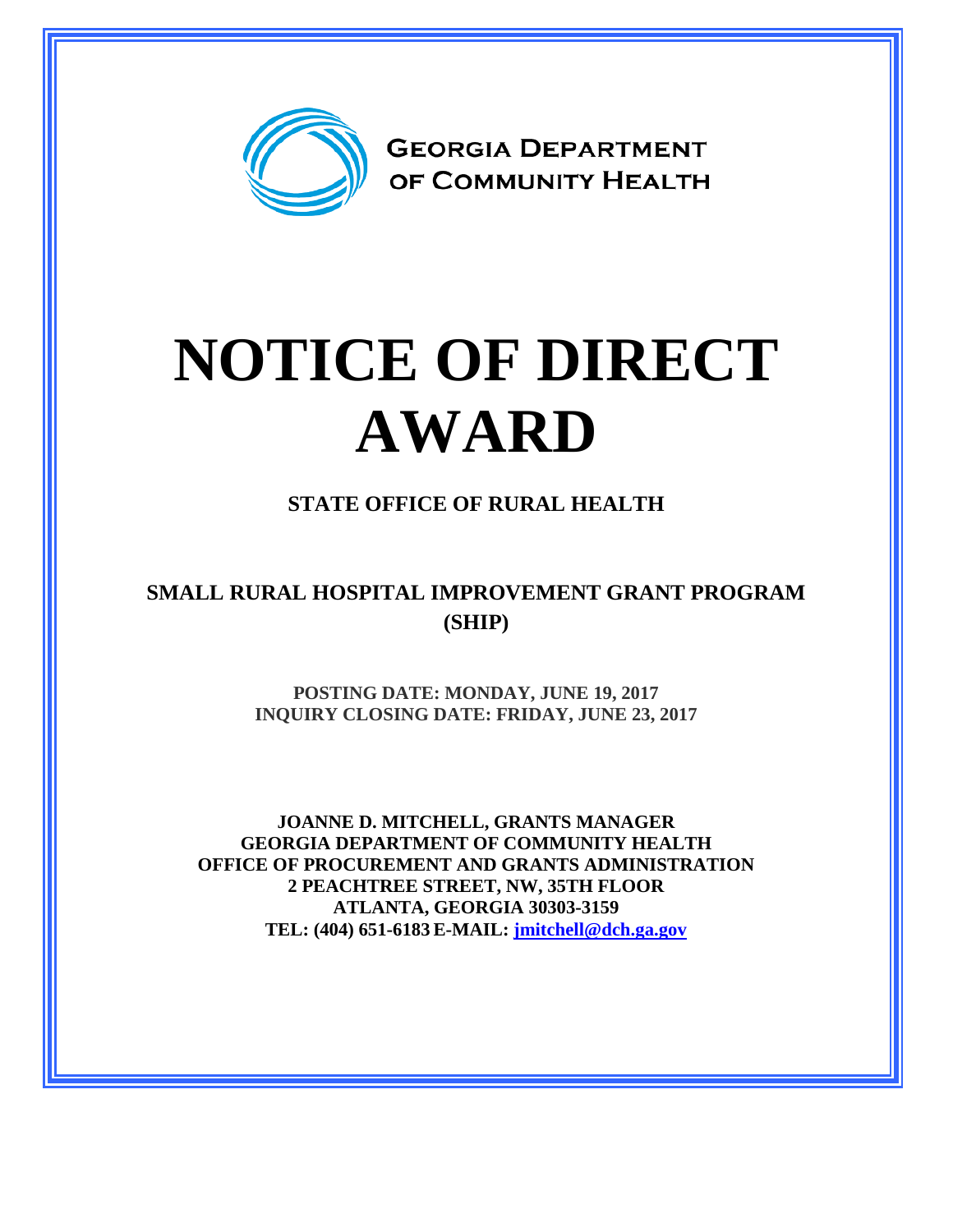GEORGIA DEPARTMENT OF COMMUNITY HEALTH

# NOTICE OF DIRECT AWARD

## STATE OFFICE OF RURAL HEALTH

## SMALL RURAL HOSPITAL IMPROVEMENT GRANT PROGRAM (SHIP)

**POSTING DATE: MONDAY, JUNE 19, 2017**
**INQUIRY CLOSING DATE: FRIDAY, JUNE 23, 2017**

**JOANNE D. MITCHELL, GRANTS MANAGER**
**GEORGIA DEPARTMENT OF COMMUNITY HEALTH**
**OFFICE OF PROCUREMENT AND GRANTS ADMINISTRATION**
**2 PEACHTREE STREET, NW, 35TH FLOOR**
**ATLANTA, GEORGIA 30303-3159**
**TEL: (404) 651-6183 E-MAIL: jmitchell@dch.ga.gov**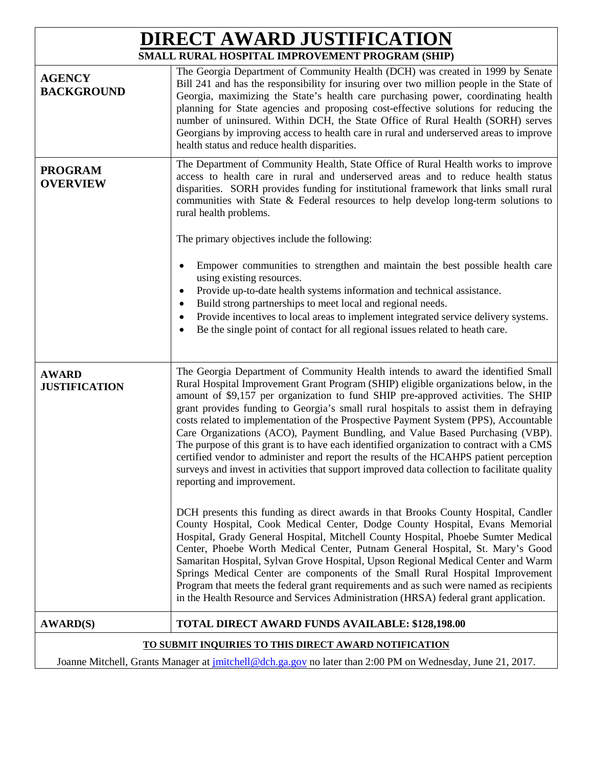# DIRECT AWARD JUSTIFICATION

## SMALL RURAL HOSPITAL IMPROVEMENT PROGRAM (SHIP)

| | |
|---|---|
| **AGENCY BACKGROUND** | The Georgia Department of Community Health (DCH) was created in 1999 by Senate Bill 241 and has the responsibility for insuring over two million people in the State of Georgia, maximizing the State's health care purchasing power, coordinating health planning for State agencies and proposing cost-effective solutions for reducing the number of uninsured. Within DCH, the State Office of Rural Health (SORH) serves Georgians by improving access to health care in rural and underserved areas to improve health status and reduce health disparities. |
| **PROGRAM OVERVIEW** | The Department of Community Health, State Office of Rural Health works to improve access to health care in rural and underserved areas and to reduce health status disparities. SORH provides funding for institutional framework that links small rural communities with State & Federal resources to help develop long-term solutions to rural health problems.<br><br>The primary objectives include the following:<br><br>• Empower communities to strengthen and maintain the best possible health care using existing resources.<br>• Provide up-to-date health systems information and technical assistance.<br>• Build strong partnerships to meet local and regional needs.<br>• Provide incentives to local areas to implement integrated service delivery systems.<br>• Be the single point of contact for all regional issues related to heath care. |
| **AWARD JUSTIFICATION** | The Georgia Department of Community Health intends to award the identified Small Rural Hospital Improvement Grant Program (SHIP) eligible organizations below, in the amount of $9,157 per organization to fund SHIP pre-approved activities. The SHIP grant provides funding to Georgia's small rural hospitals to assist them in defraying costs related to implementation of the Prospective Payment System (PPS), Accountable Care Organizations (ACO), Payment Bundling, and Value Based Purchasing (VBP). The purpose of this grant is to have each identified organization to contract with a CMS certified vendor to administer and report the results of the HCAHPS patient perception surveys and invest in activities that support improved data collection to facilitate quality reporting and improvement.<br><br>DCH presents this funding as direct awards in that Brooks County Hospital, Candler County Hospital, Cook Medical Center, Dodge County Hospital, Evans Memorial Hospital, Grady General Hospital, Mitchell County Hospital, Phoebe Sumter Medical Center, Phoebe Worth Medical Center, Putnam General Hospital, St. Mary's Good Samaritan Hospital, Sylvan Grove Hospital, Upson Regional Medical Center and Warm Springs Medical Center are components of the Small Rural Hospital Improvement Program that meets the federal grant requirements and as such were named as recipients in the Health Resource and Services Administration (HRSA) federal grant application. |
| **AWARD(S)** | **TOTAL DIRECT AWARD FUNDS AVAILABLE: $128,198.00** |

**TO SUBMIT INQUIRIES TO THIS DIRECT AWARD NOTIFICATION**

Joanne Mitchell, Grants Manager at jmitchell@dch.ga.gov no later than 2:00 PM on Wednesday, June 21, 2017.